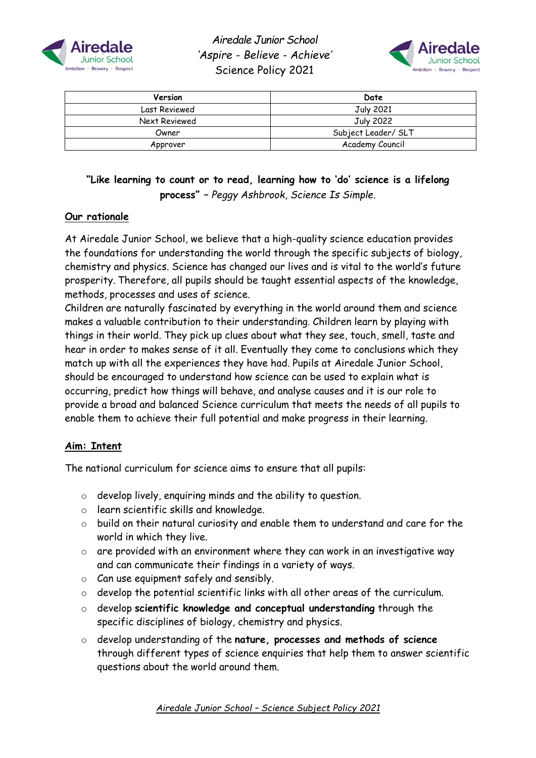Airedale Junior School
*'Aspire - Believe - Achieve'*
Science Policy 2021

| Version | Date |
|---|---|
| Last Reviewed | July 2021 |
| Next Reviewed | July 2022 |
| Owner | Subject Leader/ SLT |
| Approver | Academy Council |

**"Like learning to count or to read, learning how to 'do' science is a lifelong process"** – *Peggy Ashbrook, Science Is Simple.*

## Our rationale

At Airedale Junior School, we believe that a high-quality science education provides the foundations for understanding the world through the specific subjects of biology, chemistry and physics. Science has changed our lives and is vital to the world's future prosperity. Therefore, all pupils should be taught essential aspects of the knowledge, methods, processes and uses of science.

Children are naturally fascinated by everything in the world around them and science makes a valuable contribution to their understanding. Children learn by playing with things in their world. They pick up clues about what they see, touch, smell, taste and hear in order to makes sense of it all. Eventually they come to conclusions which they match up with all the experiences they have had. Pupils at Airedale Junior School, should be encouraged to understand how science can be used to explain what is occurring, predict how things will behave, and analyse causes and it is our role to provide a broad and balanced Science curriculum that meets the needs of all pupils to enable them to achieve their full potential and make progress in their learning.

## Aim: Intent

The national curriculum for science aims to ensure that all pupils:

- develop lively, enquiring minds and the ability to question.
- learn scientific skills and knowledge.
- build on their natural curiosity and enable them to understand and care for the world in which they live.
- are provided with an environment where they can work in an investigative way and can communicate their findings in a variety of ways.
- Can use equipment safely and sensibly.
- develop the potential scientific links with all other areas of the curriculum.
- develop **scientific knowledge and conceptual understanding** through the specific disciplines of biology, chemistry and physics.
- develop understanding of the **nature, processes and methods of science** through different types of science enquiries that help them to answer scientific questions about the world around them.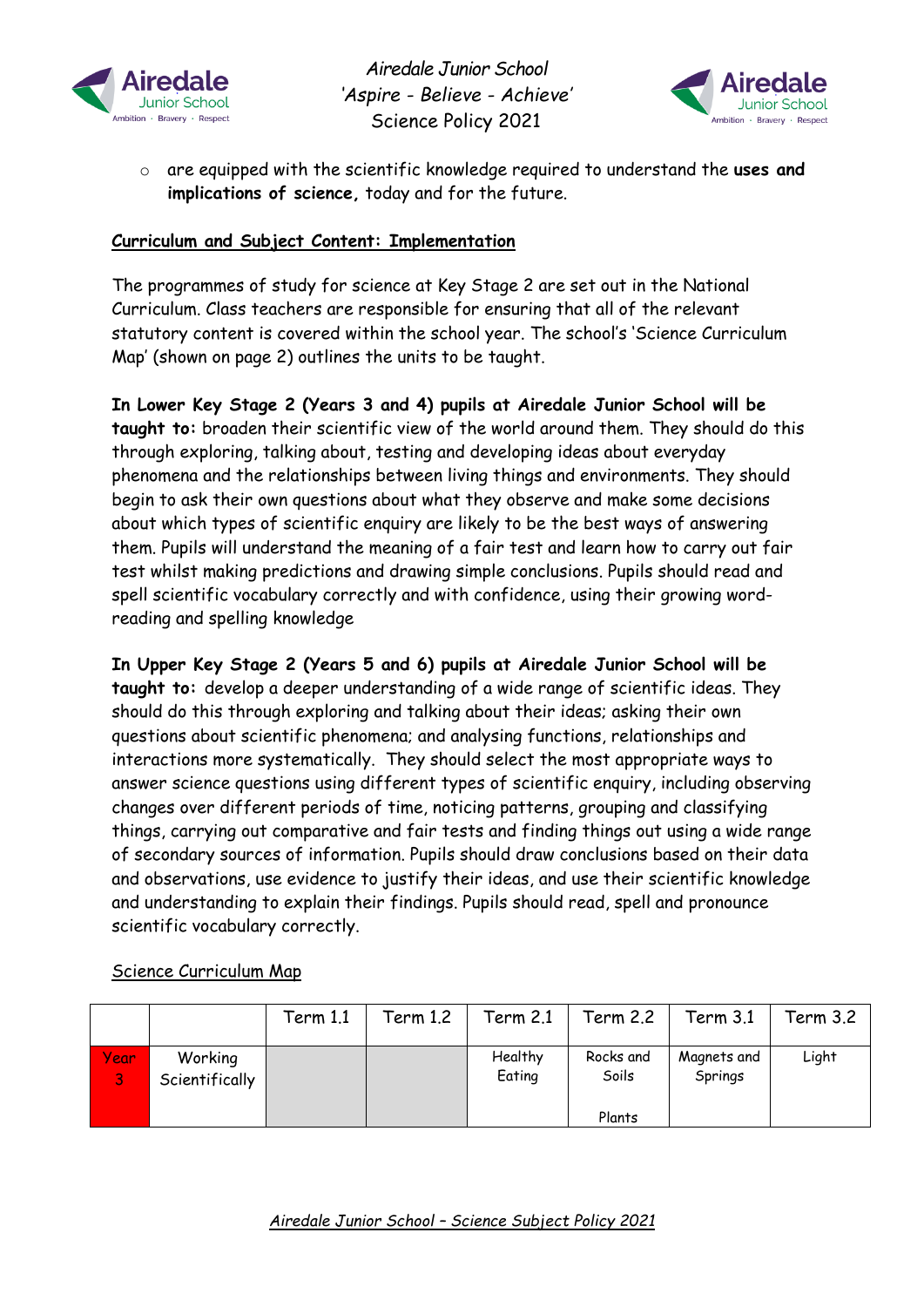- are equipped with the scientific knowledge required to understand the **uses and implications of science,** today and for the future.

## Curriculum and Subject Content: Implementation

The programmes of study for science at Key Stage 2 are set out in the National Curriculum. Class teachers are responsible for ensuring that all of the relevant statutory content is covered within the school year. The school's 'Science Curriculum Map' (shown on page 2) outlines the units to be taught.

**In Lower Key Stage 2 (Years 3 and 4) pupils at Airedale Junior School will be taught to:** broaden their scientific view of the world around them. They should do this through exploring, talking about, testing and developing ideas about everyday phenomena and the relationships between living things and environments. They should begin to ask their own questions about what they observe and make some decisions about which types of scientific enquiry are likely to be the best ways of answering them. Pupils will understand the meaning of a fair test and learn how to carry out fair test whilst making predictions and drawing simple conclusions. Pupils should read and spell scientific vocabulary correctly and with confidence, using their growing word-reading and spelling knowledge

**In Upper Key Stage 2 (Years 5 and 6) pupils at Airedale Junior School will be taught to:** develop a deeper understanding of a wide range of scientific ideas. They should do this through exploring and talking about their ideas; asking their own questions about scientific phenomena; and analysing functions, relationships and interactions more systematically. They should select the most appropriate ways to answer science questions using different types of scientific enquiry, including observing changes over different periods of time, noticing patterns, grouping and classifying things, carrying out comparative and fair tests and finding things out using a wide range of secondary sources of information. Pupils should draw conclusions based on their data and observations, use evidence to justify their ideas, and use their scientific knowledge and understanding to explain their findings. Pupils should read, spell and pronounce scientific vocabulary correctly.

Science Curriculum Map

| | | Term 1.1 | Term 1.2 | Term 2.1 | Term 2.2 | Term 3.1 | Term 3.2 |
|---|---|---|---|---|---|---|---|
| Year 3 | Working Scientifically | | | Healthy Eating | Rocks and Soils<br><br>Plants | Magnets and Springs | Light |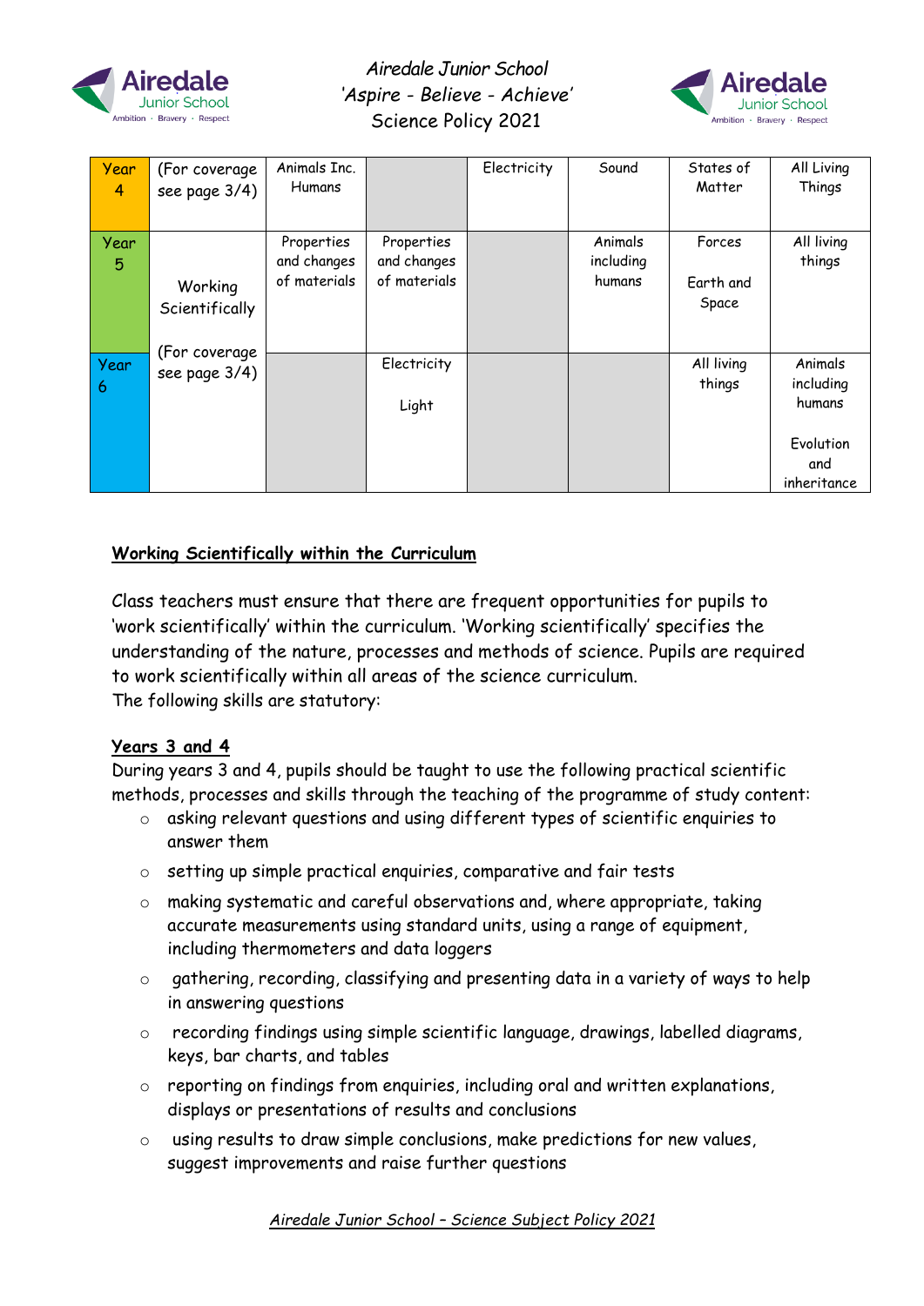| | | | | | | | |
|---|---|---|---|---|---|---|---|
| Year 4 | (For coverage see page 3/4) | Animals Inc. Humans | | Electricity | Sound | States of Matter | All Living Things |
| Year 5 | Working Scientifically (For coverage see page 3/4) | Properties and changes of materials | Properties and changes of materials | | Animals including humans | Forces Earth and Space | All living things |
| Year 6 | | | Electricity Light | | | All living things | Animals including humans Evolution and inheritance |

**Working Scientifically within the Curriculum**

Class teachers must ensure that there are frequent opportunities for pupils to 'work scientifically' within the curriculum. 'Working scientifically' specifies the understanding of the nature, processes and methods of science. Pupils are required to work scientifically within all areas of the science curriculum.
The following skills are statutory:

**Years 3 and 4**

During years 3 and 4, pupils should be taught to use the following practical scientific methods, processes and skills through the teaching of the programme of study content:

- asking relevant questions and using different types of scientific enquiries to answer them
- setting up simple practical enquiries, comparative and fair tests
- making systematic and careful observations and, where appropriate, taking accurate measurements using standard units, using a range of equipment, including thermometers and data loggers
- gathering, recording, classifying and presenting data in a variety of ways to help in answering questions
- recording findings using simple scientific language, drawings, labelled diagrams, keys, bar charts, and tables
- reporting on findings from enquiries, including oral and written explanations, displays or presentations of results and conclusions
- using results to draw simple conclusions, make predictions for new values, suggest improvements and raise further questions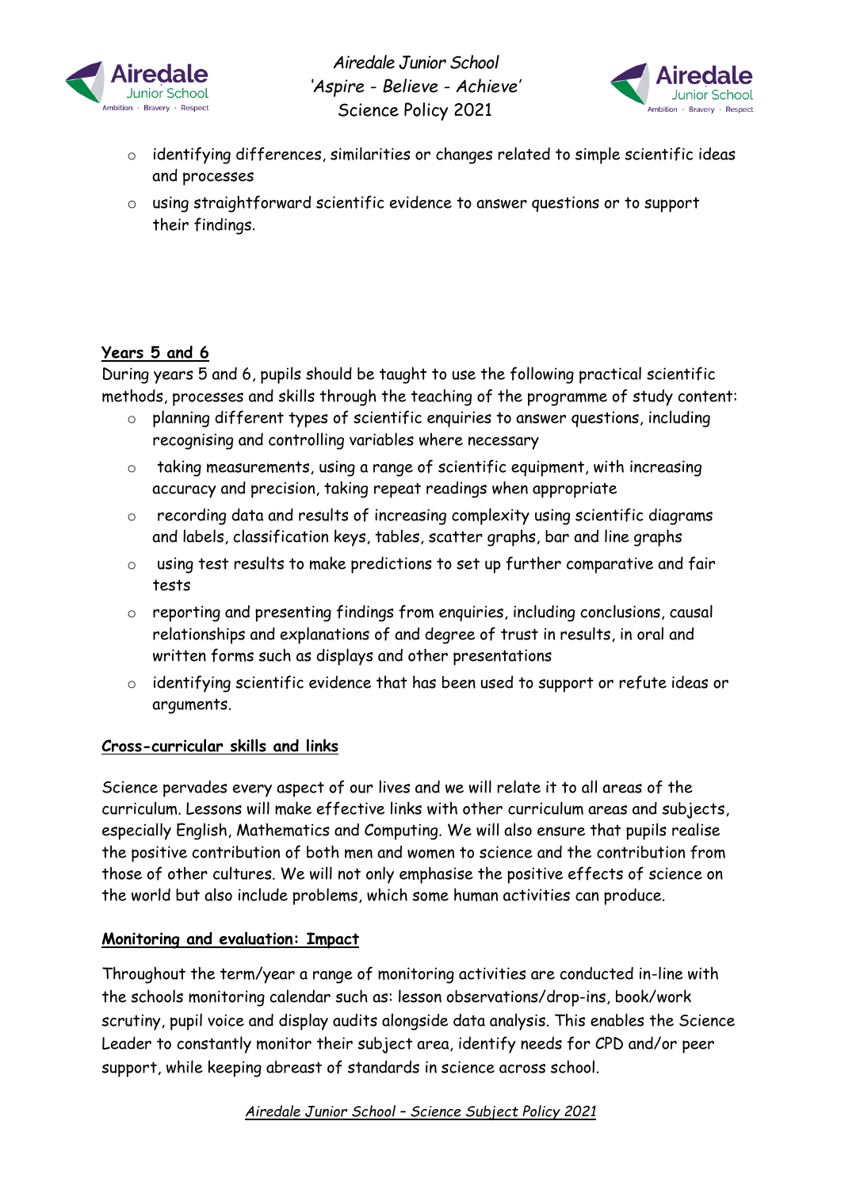- identifying differences, similarities or changes related to simple scientific ideas and processes
- using straightforward scientific evidence to answer questions or to support their findings.

**Years 5 and 6**

During years 5 and 6, pupils should be taught to use the following practical scientific methods, processes and skills through the teaching of the programme of study content:

- planning different types of scientific enquiries to answer questions, including recognising and controlling variables where necessary
- taking measurements, using a range of scientific equipment, with increasing accuracy and precision, taking repeat readings when appropriate
- recording data and results of increasing complexity using scientific diagrams and labels, classification keys, tables, scatter graphs, bar and line graphs
- using test results to make predictions to set up further comparative and fair tests
- reporting and presenting findings from enquiries, including conclusions, causal relationships and explanations of and degree of trust in results, in oral and written forms such as displays and other presentations
- identifying scientific evidence that has been used to support or refute ideas or arguments.

**Cross-curricular skills and links**

Science pervades every aspect of our lives and we will relate it to all areas of the curriculum. Lessons will make effective links with other curriculum areas and subjects, especially English, Mathematics and Computing. We will also ensure that pupils realise the positive contribution of both men and women to science and the contribution from those of other cultures. We will not only emphasise the positive effects of science on the world but also include problems, which some human activities can produce.

**Monitoring and evaluation: Impact**

Throughout the term/year a range of monitoring activities are conducted in-line with the schools monitoring calendar such as: lesson observations/drop-ins, book/work scrutiny, pupil voice and display audits alongside data analysis. This enables the Science Leader to constantly monitor their subject area, identify needs for CPD and/or peer support, while keeping abreast of standards in science across school.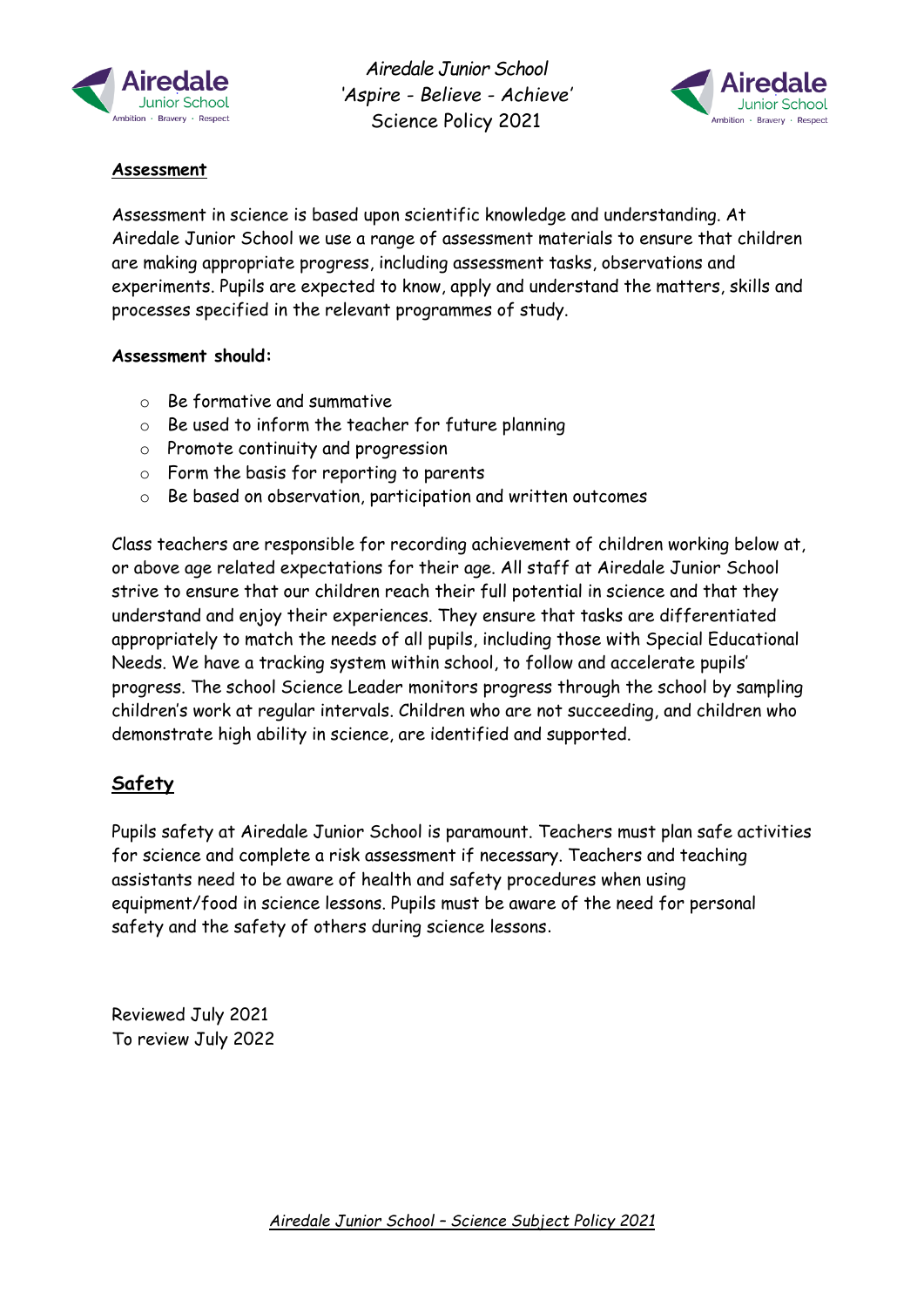## Assessment

Assessment in science is based upon scientific knowledge and understanding. At Airedale Junior School we use a range of assessment materials to ensure that children are making appropriate progress, including assessment tasks, observations and experiments. Pupils are expected to know, apply and understand the matters, skills and processes specified in the relevant programmes of study.

**Assessment should:**

- Be formative and summative
- Be used to inform the teacher for future planning
- Promote continuity and progression
- Form the basis for reporting to parents
- Be based on observation, participation and written outcomes

Class teachers are responsible for recording achievement of children working below at, or above age related expectations for their age. All staff at Airedale Junior School strive to ensure that our children reach their full potential in science and that they understand and enjoy their experiences. They ensure that tasks are differentiated appropriately to match the needs of all pupils, including those with Special Educational Needs. We have a tracking system within school, to follow and accelerate pupils' progress. The school Science Leader monitors progress through the school by sampling children's work at regular intervals. Children who are not succeeding, and children who demonstrate high ability in science, are identified and supported.

## Safety

Pupils safety at Airedale Junior School is paramount. Teachers must plan safe activities for science and complete a risk assessment if necessary. Teachers and teaching assistants need to be aware of health and safety procedures when using equipment/food in science lessons. Pupils must be aware of the need for personal safety and the safety of others during science lessons.

Reviewed July 2021
To review July 2022